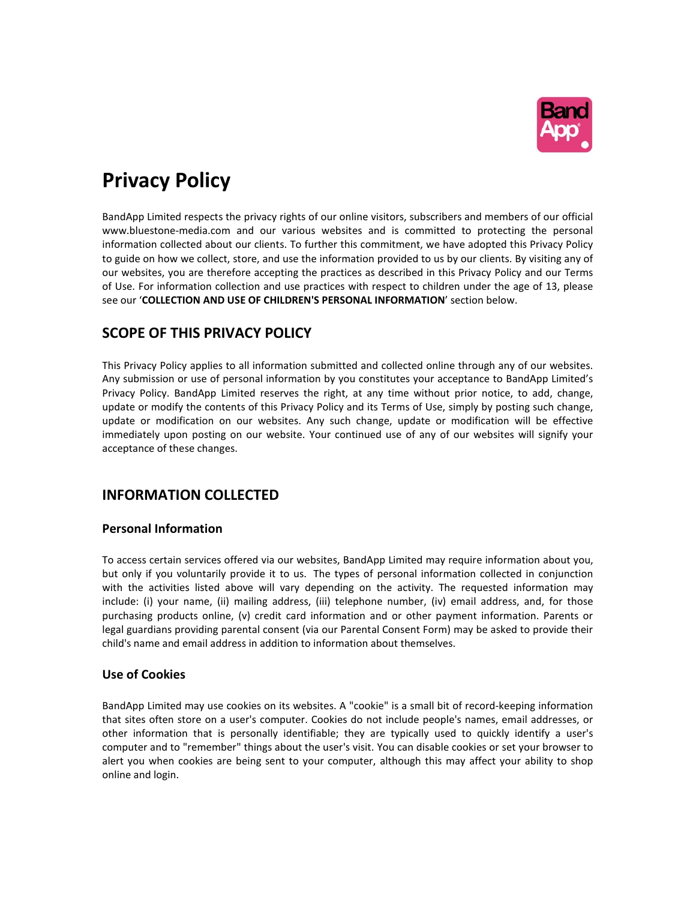# Privacy Policy

BandApp Limited respects the privacy rights of our online visitors, subscribers and members of our official www.bluestone-media.com and our various websites and is committed to protecting the personal information collected about our clients. To further this commitment, we have adopted this Privacy Policy to guide on how we collect, store, and use the information provided to us by our clients. By visiting any of our websites, you are therefore accepting the practices as described in this Privacy Policy and our Terms of Use. For information collection and use practices with respect to children under the age of 13, please see our '**COLLECTION AND USE OF CHILDREN'S PERSONAL INFORMATION**' section below.

## SCOPE OF THIS PRIVACY POLICY

This Privacy Policy applies to all information submitted and collected online through any of our websites. Any submission or use of personal information by you constitutes your acceptance to BandApp Limited's Privacy Policy. BandApp Limited reserves the right, at any time without prior notice, to add, change, update or modify the contents of this Privacy Policy and its Terms of Use, simply by posting such change, update or modification on our websites. Any such change, update or modification will be effective immediately upon posting on our website. Your continued use of any of our websites will signify your acceptance of these changes.

## INFORMATION COLLECTED

### Personal Information

To access certain services offered via our websites, BandApp Limited may require information about you, but only if you voluntarily provide it to us. The types of personal information collected in conjunction with the activities listed above will vary depending on the activity. The requested information may include: (i) your name, (ii) mailing address, (iii) telephone number, (iv) email address, and, for those purchasing products online, (v) credit card information and or other payment information. Parents or legal guardians providing parental consent (via our Parental Consent Form) may be asked to provide their child's name and email address in addition to information about themselves.

### Use of Cookies

BandApp Limited may use cookies on its websites. A "cookie" is a small bit of record-keeping information that sites often store on a user's computer. Cookies do not include people's names, email addresses, or other information that is personally identifiable; they are typically used to quickly identify a user's computer and to "remember" things about the user's visit. You can disable cookies or set your browser to alert you when cookies are being sent to your computer, although this may affect your ability to shop online and login.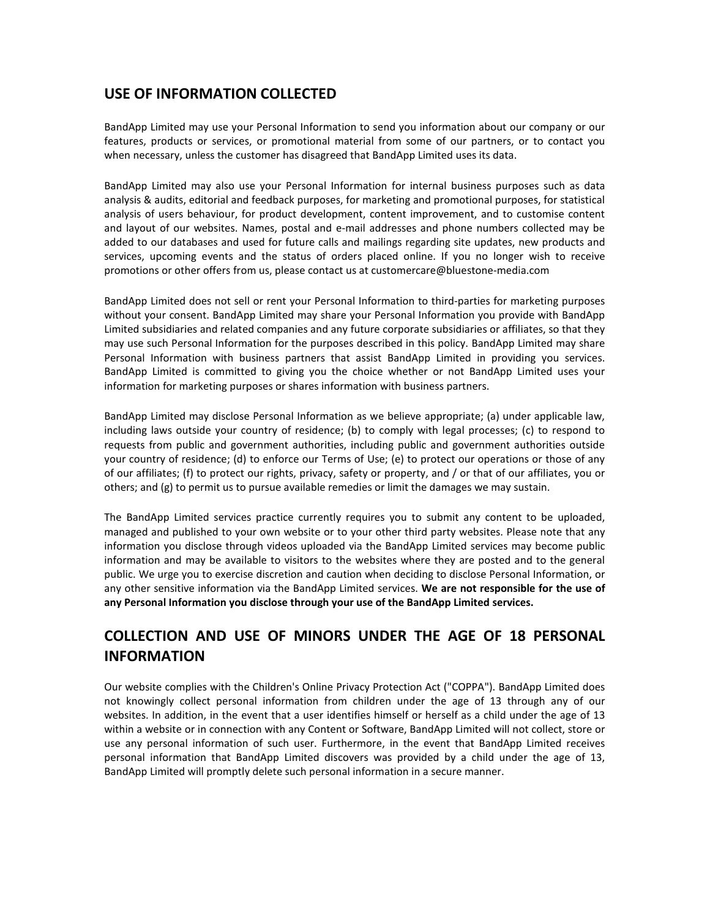## USE OF INFORMATION COLLECTED

BandApp Limited may use your Personal Information to send you information about our company or our features, products or services, or promotional material from some of our partners, or to contact you when necessary, unless the customer has disagreed that BandApp Limited uses its data.

BandApp Limited may also use your Personal Information for internal business purposes such as data analysis & audits, editorial and feedback purposes, for marketing and promotional purposes, for statistical analysis of users behaviour, for product development, content improvement, and to customise content and layout of our websites. Names, postal and e-mail addresses and phone numbers collected may be added to our databases and used for future calls and mailings regarding site updates, new products and services, upcoming events and the status of orders placed online. If you no longer wish to receive promotions or other offers from us, please contact us at customercare@bluestone-media.com

BandApp Limited does not sell or rent your Personal Information to third-parties for marketing purposes without your consent. BandApp Limited may share your Personal Information you provide with BandApp Limited subsidiaries and related companies and any future corporate subsidiaries or affiliates, so that they may use such Personal Information for the purposes described in this policy. BandApp Limited may share Personal Information with business partners that assist BandApp Limited in providing you services. BandApp Limited is committed to giving you the choice whether or not BandApp Limited uses your information for marketing purposes or shares information with business partners.

BandApp Limited may disclose Personal Information as we believe appropriate; (a) under applicable law, including laws outside your country of residence; (b) to comply with legal processes; (c) to respond to requests from public and government authorities, including public and government authorities outside your country of residence; (d) to enforce our Terms of Use; (e) to protect our operations or those of any of our affiliates; (f) to protect our rights, privacy, safety or property, and / or that of our affiliates, you or others; and (g) to permit us to pursue available remedies or limit the damages we may sustain.

The BandApp Limited services practice currently requires you to submit any content to be uploaded, managed and published to your own website or to your other third party websites. Please note that any information you disclose through videos uploaded via the BandApp Limited services may become public information and may be available to visitors to the websites where they are posted and to the general public. We urge you to exercise discretion and caution when deciding to disclose Personal Information, or any other sensitive information via the BandApp Limited services. **We are not responsible for the use of any Personal Information you disclose through your use of the BandApp Limited services.**

## COLLECTION AND USE OF MINORS UNDER THE AGE OF 18 PERSONAL INFORMATION

Our website complies with the Children's Online Privacy Protection Act ("COPPA"). BandApp Limited does not knowingly collect personal information from children under the age of 13 through any of our websites. In addition, in the event that a user identifies himself or herself as a child under the age of 13 within a website or in connection with any Content or Software, BandApp Limited will not collect, store or use any personal information of such user. Furthermore, in the event that BandApp Limited receives personal information that BandApp Limited discovers was provided by a child under the age of 13, BandApp Limited will promptly delete such personal information in a secure manner.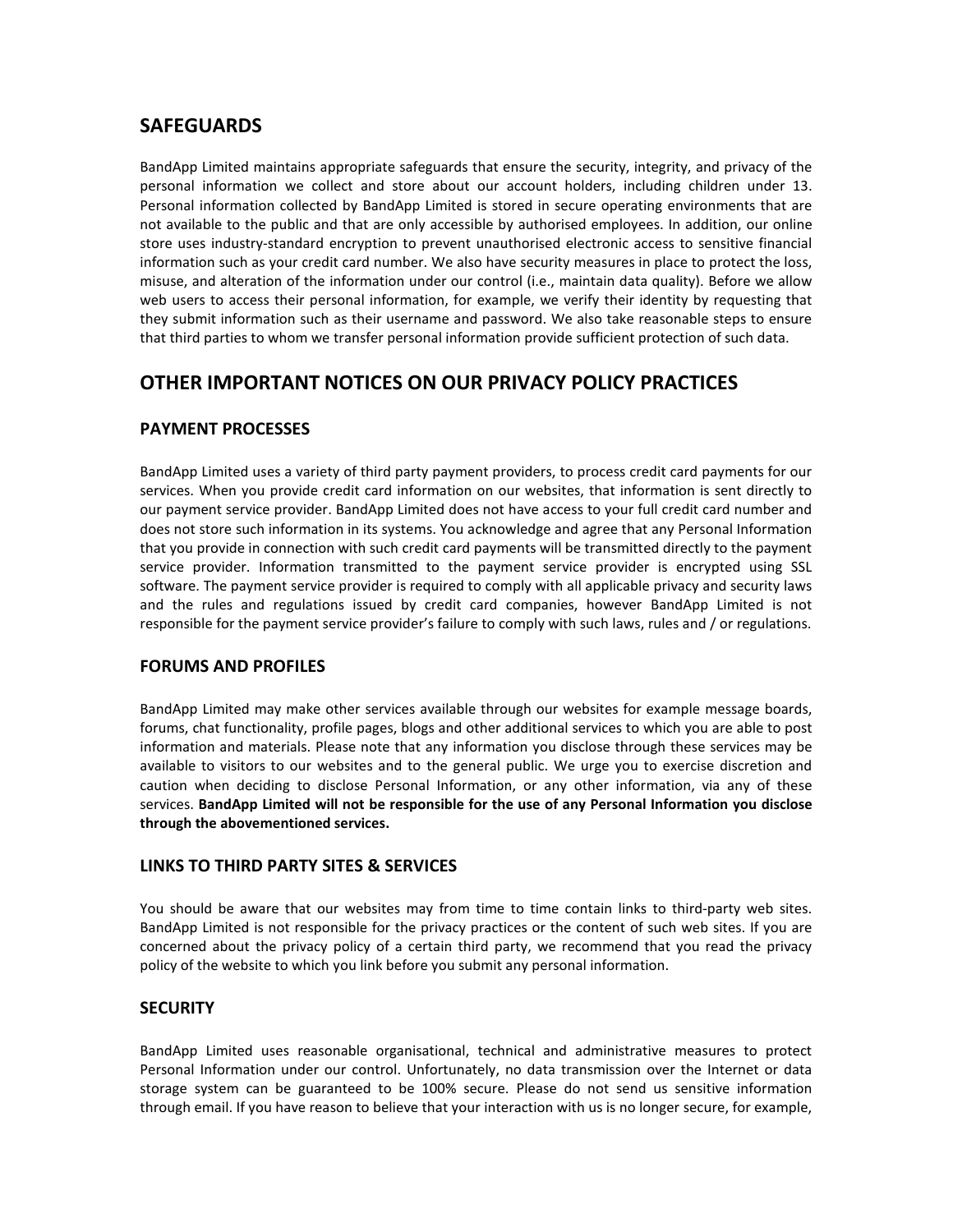## SAFEGUARDS

BandApp Limited maintains appropriate safeguards that ensure the security, integrity, and privacy of the personal information we collect and store about our account holders, including children under 13. Personal information collected by BandApp Limited is stored in secure operating environments that are not available to the public and that are only accessible by authorised employees. In addition, our online store uses industry-standard encryption to prevent unauthorised electronic access to sensitive financial information such as your credit card number. We also have security measures in place to protect the loss, misuse, and alteration of the information under our control (i.e., maintain data quality). Before we allow web users to access their personal information, for example, we verify their identity by requesting that they submit information such as their username and password. We also take reasonable steps to ensure that third parties to whom we transfer personal information provide sufficient protection of such data.

## OTHER IMPORTANT NOTICES ON OUR PRIVACY POLICY PRACTICES

### PAYMENT PROCESSES

BandApp Limited uses a variety of third party payment providers, to process credit card payments for our services. When you provide credit card information on our websites, that information is sent directly to our payment service provider. BandApp Limited does not have access to your full credit card number and does not store such information in its systems. You acknowledge and agree that any Personal Information that you provide in connection with such credit card payments will be transmitted directly to the payment service provider. Information transmitted to the payment service provider is encrypted using SSL software. The payment service provider is required to comply with all applicable privacy and security laws and the rules and regulations issued by credit card companies, however BandApp Limited is not responsible for the payment service provider's failure to comply with such laws, rules and / or regulations.

### FORUMS AND PROFILES

BandApp Limited may make other services available through our websites for example message boards, forums, chat functionality, profile pages, blogs and other additional services to which you are able to post information and materials. Please note that any information you disclose through these services may be available to visitors to our websites and to the general public. We urge you to exercise discretion and caution when deciding to disclose Personal Information, or any other information, via any of these services. **BandApp Limited will not be responsible for the use of any Personal Information you disclose through the abovementioned services.**

### LINKS TO THIRD PARTY SITES & SERVICES

You should be aware that our websites may from time to time contain links to third-party web sites. BandApp Limited is not responsible for the privacy practices or the content of such web sites. If you are concerned about the privacy policy of a certain third party, we recommend that you read the privacy policy of the website to which you link before you submit any personal information.

### SECURITY

BandApp Limited uses reasonable organisational, technical and administrative measures to protect Personal Information under our control. Unfortunately, no data transmission over the Internet or data storage system can be guaranteed to be 100% secure. Please do not send us sensitive information through email. If you have reason to believe that your interaction with us is no longer secure, for example,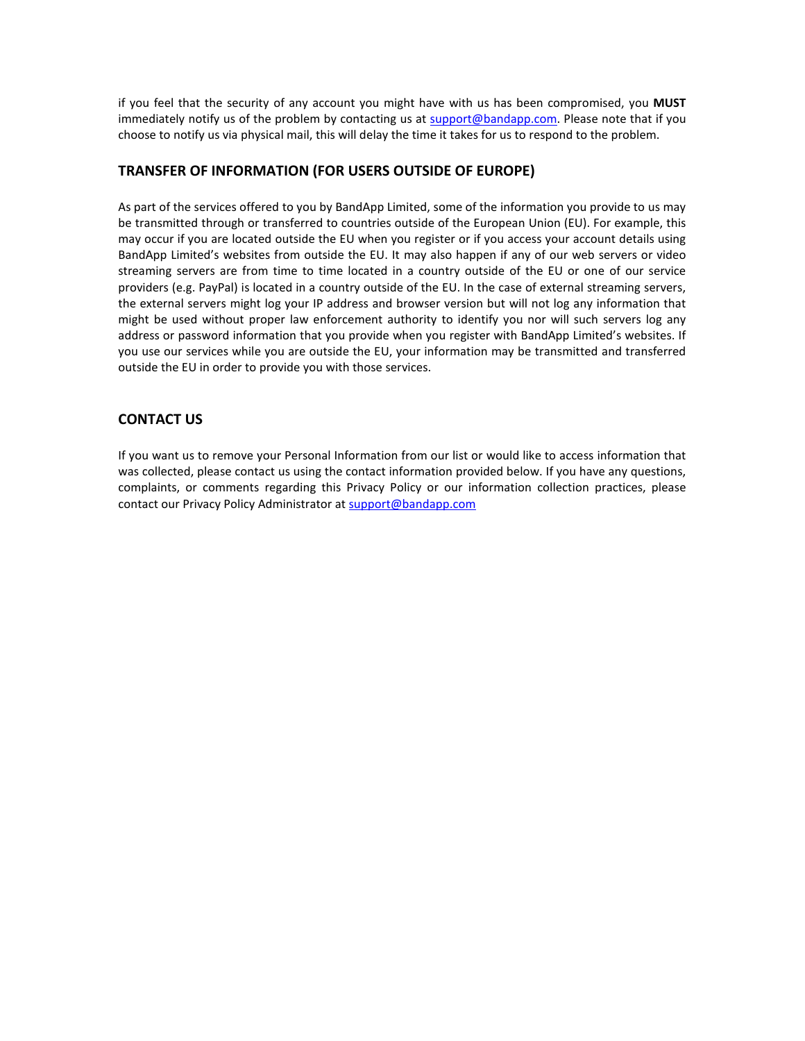if you feel that the security of any account you might have with us has been compromised, you **MUST** immediately notify us of the problem by contacting us at support@bandapp.com. Please note that if you choose to notify us via physical mail, this will delay the time it takes for us to respond to the problem.

## TRANSFER OF INFORMATION (FOR USERS OUTSIDE OF EUROPE)

As part of the services offered to you by BandApp Limited, some of the information you provide to us may be transmitted through or transferred to countries outside of the European Union (EU). For example, this may occur if you are located outside the EU when you register or if you access your account details using BandApp Limited's websites from outside the EU. It may also happen if any of our web servers or video streaming servers are from time to time located in a country outside of the EU or one of our service providers (e.g. PayPal) is located in a country outside of the EU. In the case of external streaming servers, the external servers might log your IP address and browser version but will not log any information that might be used without proper law enforcement authority to identify you nor will such servers log any address or password information that you provide when you register with BandApp Limited's websites. If you use our services while you are outside the EU, your information may be transmitted and transferred outside the EU in order to provide you with those services.

## CONTACT US

If you want us to remove your Personal Information from our list or would like to access information that was collected, please contact us using the contact information provided below. If you have any questions, complaints, or comments regarding this Privacy Policy or our information collection practices, please contact our Privacy Policy Administrator at support@bandapp.com